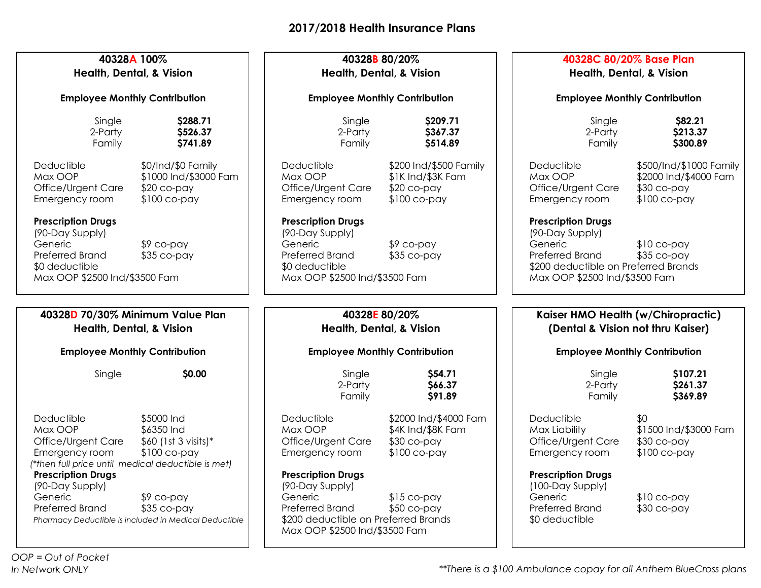# 2017/2018 Health Insurance Plans

## 40328A 100%
### Health, Dental, & Vision

**Employee Monthly Contribution**

| | |
|---|---|
| Single | **$288.71** |
| 2-Party | **$526.37** |
| Family | **$741.89** |

| | |
|---|---|
| Deductible | $0/Ind/$0 Family |
| Max OOP | $1000 Ind/$3000 Fam |
| Office/Urgent Care | $20 co-pay |
| Emergency room | $100 co-pay |

**Prescription Drugs**
(90-Day Supply)

| | |
|---|---|
| Generic | $9 co-pay |
| Preferred Brand | $35 co-pay |

$0 deductible
Max OOP $2500 Ind/$3500 Fam

## 40328B 80/20%
### Health, Dental, & Vision

**Employee Monthly Contribution**

| | |
|---|---|
| Single | **$209.71** |
| 2-Party | **$367.37** |
| Family | **$514.89** |

| | |
|---|---|
| Deductible | $200 Ind/$500 Family |
| Max OOP | $1K Ind/$3K Fam |
| Office/Urgent Care | $20 co-pay |
| Emergency room | $100 co-pay |

**Prescription Drugs**
(90-Day Supply)

| | |
|---|---|
| Generic | $9 co-pay |
| Preferred Brand | $35 co-pay |

$0 deductible
Max OOP $2500 Ind/$3500 Fam

## 40328C 80/20% Base Plan
### Health, Dental, & Vision

**Employee Monthly Contribution**

| | |
|---|---|
| Single | **$82.21** |
| 2-Party | **$213.37** |
| Family | **$300.89** |

| | |
|---|---|
| Deductible | $500/Ind/$1000 Family |
| Max OOP | $2000 Ind/$4000 Fam |
| Office/Urgent Care | $30 co-pay |
| Emergency room | $100 co-pay |

**Prescription Drugs**
(90-Day Supply)

| | |
|---|---|
| Generic | $10 co-pay |
| Preferred Brand | $35 co-pay |

$200 deductible on Preferred Brands
Max OOP $2500 Ind/$3500 Fam

## 40328D 70/30% Minimum Value Plan
### Health, Dental, & Vision

**Employee Monthly Contribution**

| | |
|---|---|
| Single | **$0.00** |

| | |
|---|---|
| Deductible | $5000 Ind |
| Max OOP | $6350 Ind |
| Office/Urgent Care | $60 (1st 3 visits)* |
| Emergency room | $100 co-pay |

*(\*then full price until medical deductible is met)*

**Prescription Drugs**
(90-Day Supply)

| | |
|---|---|
| Generic | $9 co-pay |
| Preferred Brand | $35 co-pay |

*Pharmacy Deductible is included in Medical Deductible*

## 40328E 80/20%
### Health, Dental, & Vision

**Employee Monthly Contribution**

| | |
|---|---|
| Single | **$54.71** |
| 2-Party | **$66.37** |
| Family | **$91.89** |

| | |
|---|---|
| Deductible | $2000 Ind/$4000 Fam |
| Max OOP | $4K Ind/$8K Fam |
| Office/Urgent Care | $30 co-pay |
| Emergency room | $100 co-pay |

**Prescription Drugs**
(90-Day Supply)

| | |
|---|---|
| Generic | $15 co-pay |
| Preferred Brand | $50 co-pay |

$200 deductible on Preferred Brands
Max OOP $2500 Ind/$3500 Fam

## Kaiser HMO Health (w/Chiropractic)
### (Dental & Vision not thru Kaiser)

**Employee Monthly Contribution**

| | |
|---|---|
| Single | **$107.21** |
| 2-Party | **$261.37** |
| Family | **$369.89** |

| | |
|---|---|
| Deductible | $0 |
| Max Liability | $1500 Ind/$3000 Fam |
| Office/Urgent Care | $30 co-pay |
| Emergency room | $100 co-pay |

**Prescription Drugs**
(100-Day Supply)

| | |
|---|---|
| Generic | $10 co-pay |
| Preferred Brand | $30 co-pay |

$0 deductible

*OOP = Out of Pocket*
*In Network ONLY*

*\*\*There is a $100 Ambulance copay for all Anthem BlueCross plans*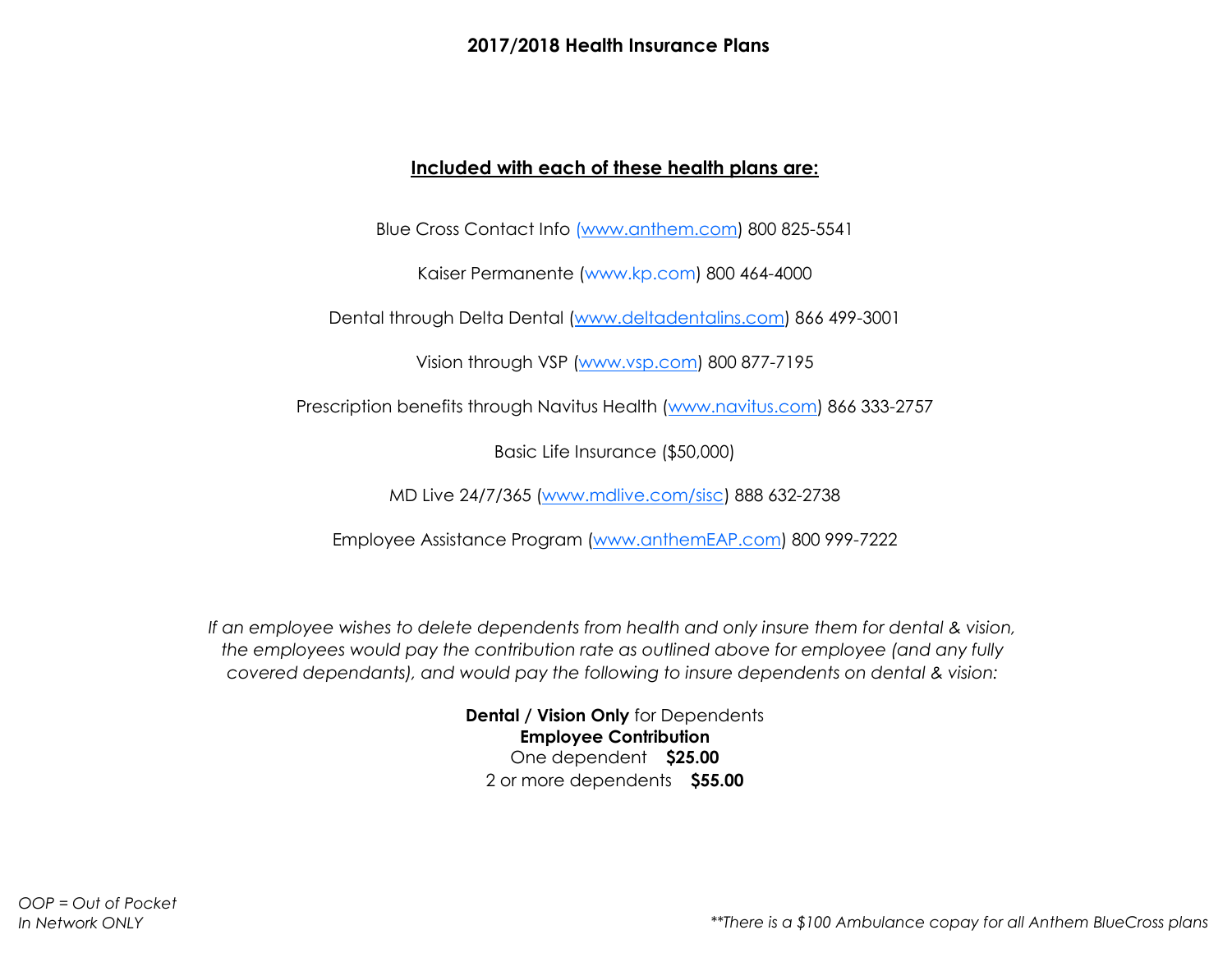**2017/2018 Health Insurance Plans**

**Included with each of these health plans are:**

Blue Cross Contact Info (www.anthem.com) 800 825-5541

Kaiser Permanente (www.kp.com) 800 464-4000

Dental through Delta Dental (www.deltadentalins.com) 866 499-3001

Vision through VSP (www.vsp.com) 800 877-7195

Prescription benefits through Navitus Health (www.navitus.com) 866 333-2757

Basic Life Insurance ($50,000)

MD Live 24/7/365 (www.mdlive.com/sisc) 888 632-2738

Employee Assistance Program (www.anthemEAP.com) 800 999-7222

*If an employee wishes to delete dependents from health and only insure them for dental & vision, the employees would pay the contribution rate as outlined above for employee (and any fully covered dependants), and would pay the following to insure dependents on dental & vision:*

**Dental / Vision Only** for Dependents
**Employee Contribution**
One dependent **$25.00**
2 or more dependents **$55.00**

*OOP = Out of Pocket*
*In Network ONLY*

*\*\*There is a $100 Ambulance copay for all Anthem BlueCross plans*